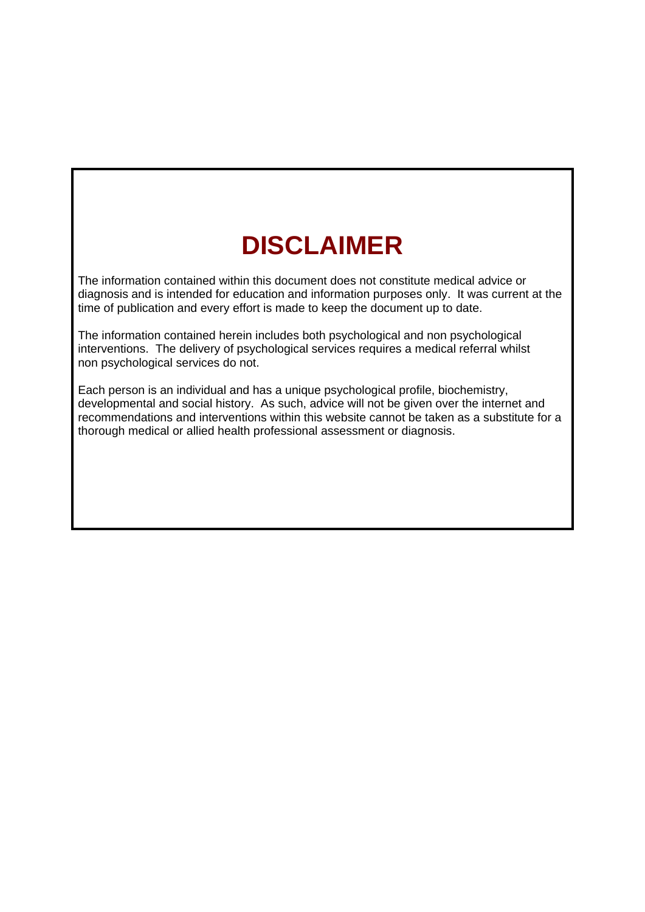# DISCLAIMER

The information contained within this document does not constitute medical advice or diagnosis and is intended for education and information purposes only. It was current at the time of publication and every effort is made to keep the document up to date.

The information contained herein includes both psychological and non psychological interventions. The delivery of psychological services requires a medical referral whilst non psychological services do not.

Each person is an individual and has a unique psychological profile, biochemistry, developmental and social history. As such, advice will not be given over the internet and recommendations and interventions within this website cannot be taken as a substitute for a thorough medical or allied health professional assessment or diagnosis.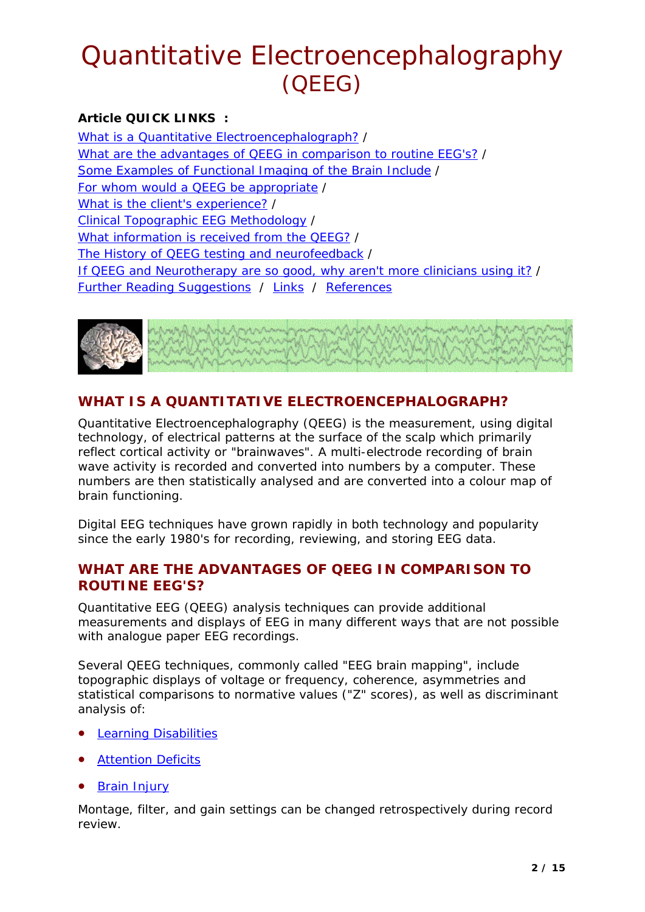# Quantitative Electroencephalography (QEEG)

**Article QUICK LINKS :**

What is a Quantitative Electroencephalograph? / What are the advantages of QEEG in comparison to routine EEG's? / Some Examples of Functional Imaging of the Brain Include / For whom would a QEEG be appropriate / What is the client's experience? / Clinical Topographic EEG Methodology / What information is received from the QEEG? / The History of QEEG testing and neurofeedback / If QEEG and Neurotherapy are so good, why aren't more clinicians using it? / Further Reading Suggestions / Links / References

## WHAT IS A QUANTITATIVE ELECTROENCEPHALOGRAPH?

Quantitative Electroencephalography (QEEG) is the measurement, using digital technology, of electrical patterns at the surface of the scalp which primarily reflect cortical activity or "brainwaves". A multi-electrode recording of brain wave activity is recorded and converted into numbers by a computer. These numbers are then statistically analysed and are converted into a colour map of brain functioning.

Digital EEG techniques have grown rapidly in both technology and popularity since the early 1980's for recording, reviewing, and storing EEG data.

## WHAT ARE THE ADVANTAGES OF QEEG IN COMPARISON TO ROUTINE EEG'S?

Quantitative EEG (QEEG) analysis techniques can provide additional measurements and displays of EEG in many different ways that are not possible with analogue paper EEG recordings.

Several QEEG techniques, commonly called "EEG brain mapping", include topographic displays of voltage or frequency, coherence, asymmetries and statistical comparisons to normative values ("Z" scores), as well as discriminant analysis of:

- Learning Disabilities
- Attention Deficits
- Brain Injury

Montage, filter, and gain settings can be changed retrospectively during record review.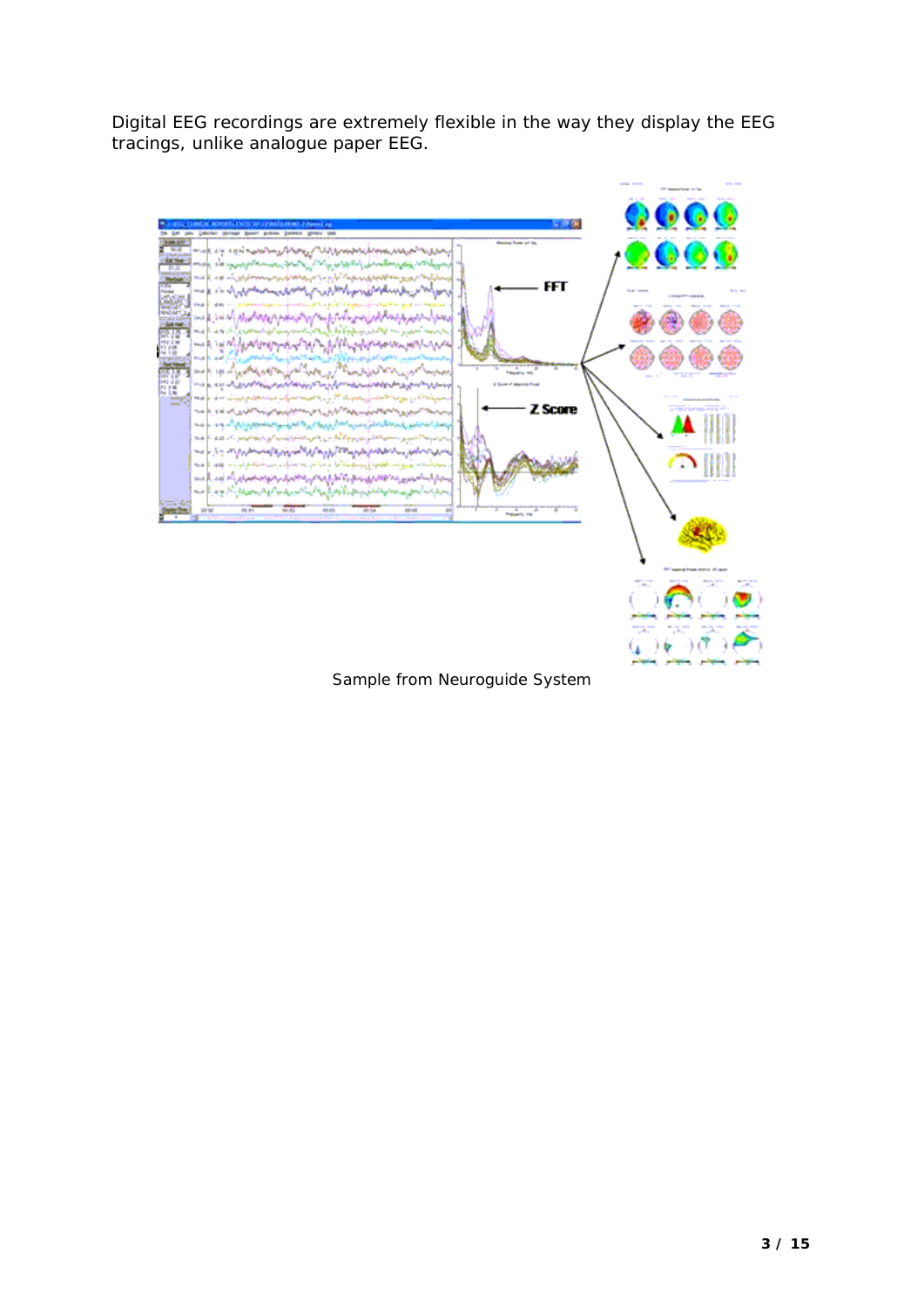Digital EEG recordings are extremely flexible in the way they display the EEG tracings, unlike analogue paper EEG.

FFT

Z Score

Sample from Neuroguide System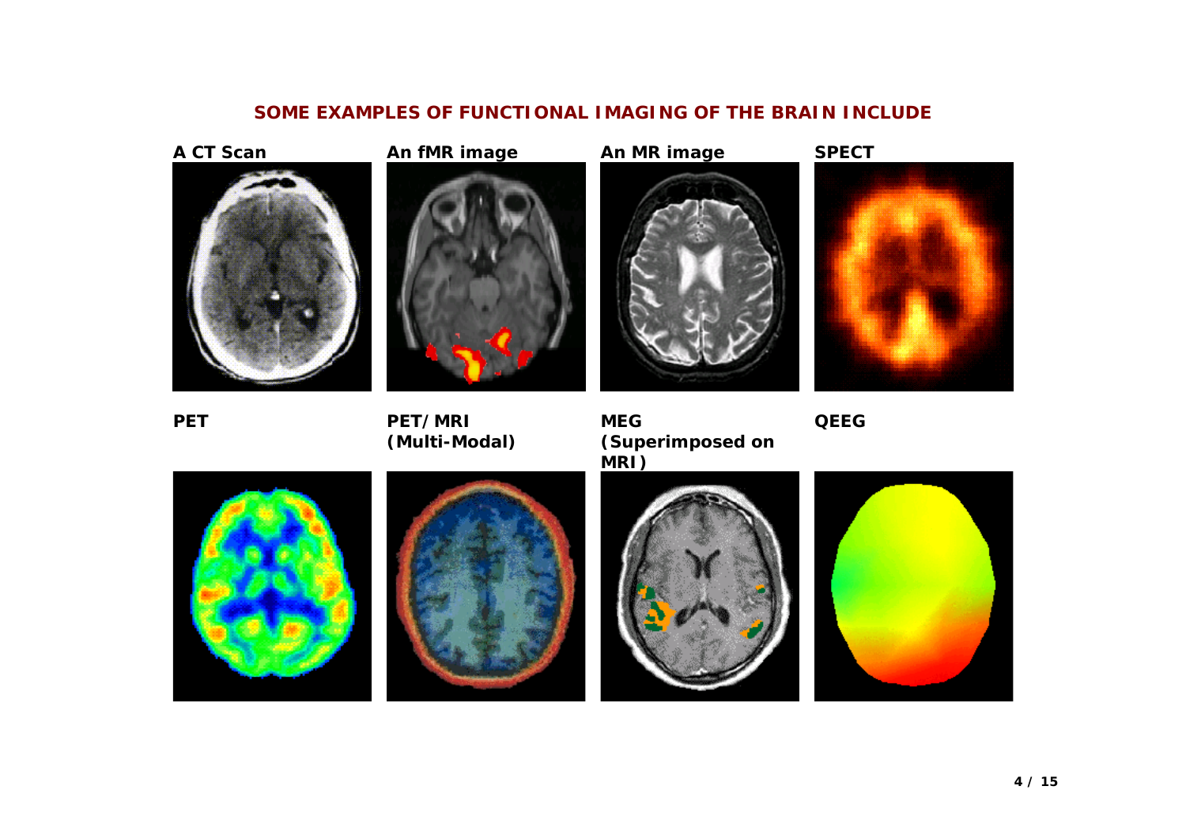## SOME EXAMPLES OF FUNCTIONAL IMAGING OF THE BRAIN INCLUDE

**A CT Scan**

**An fMR image**

**An MR image**

**SPECT**

**PET**

**PET/MRI (Multi-Modal)**

**MEG (Superimposed on MRI)**

**QEEG**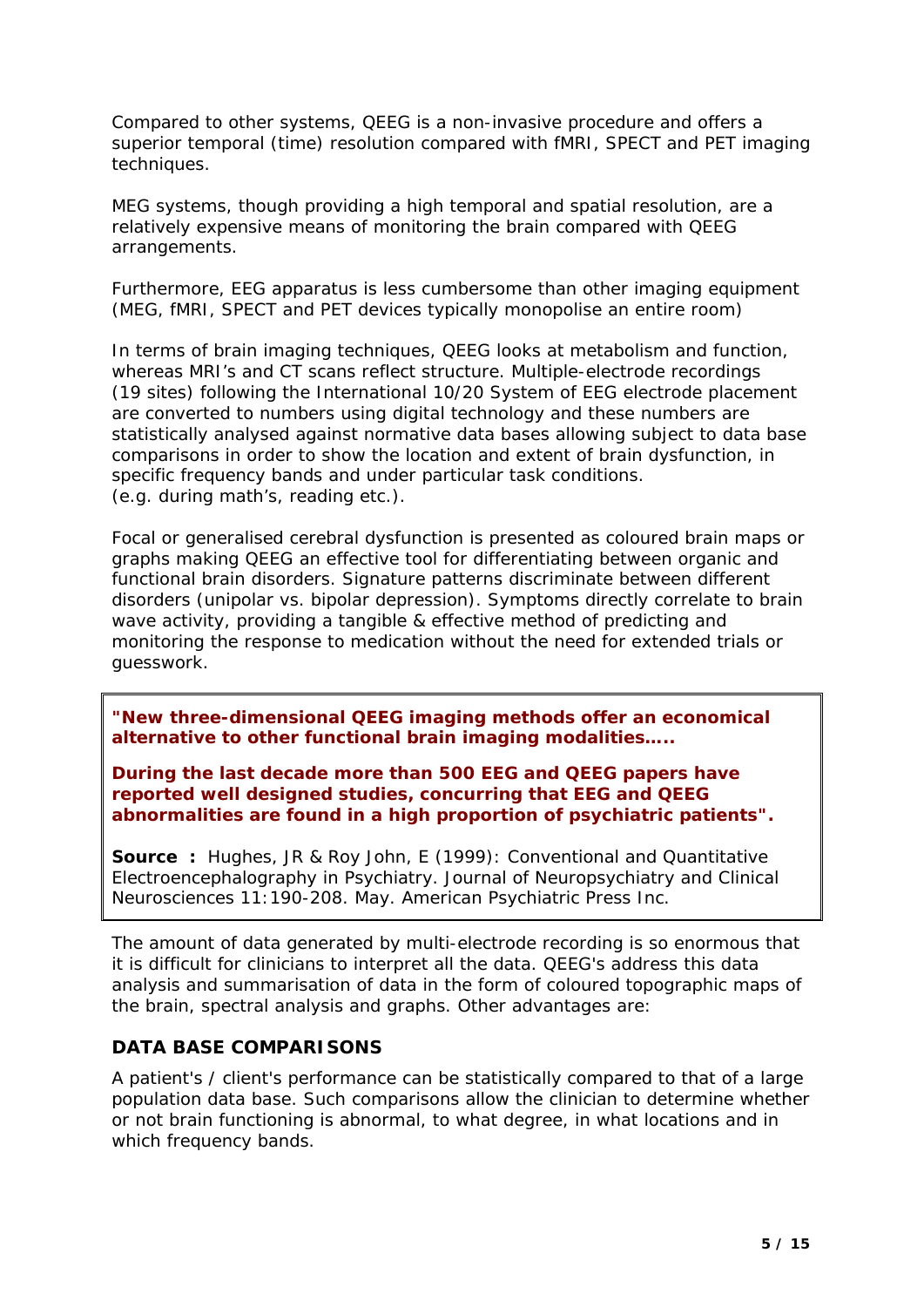Compared to other systems, QEEG is a non-invasive procedure and offers a superior temporal (time) resolution compared with fMRI, SPECT and PET imaging techniques.

MEG systems, though providing a high temporal and spatial resolution, are a relatively expensive means of monitoring the brain compared with QEEG arrangements.

Furthermore, EEG apparatus is less cumbersome than other imaging equipment (MEG, fMRI, SPECT and PET devices typically monopolise an entire room)

In terms of brain imaging techniques, QEEG looks at metabolism and function, whereas MRI's and CT scans reflect structure. Multiple-electrode recordings (19 sites) following the International 10/20 System of EEG electrode placement are converted to numbers using digital technology and these numbers are statistically analysed against normative data bases allowing subject to data base comparisons in order to show the location and extent of brain dysfunction, in specific frequency bands and under particular task conditions.
(e.g. during math's, reading etc.).

Focal or generalised cerebral dysfunction is presented as coloured brain maps or graphs making QEEG an effective tool for differentiating between organic and functional brain disorders. Signature patterns discriminate between different disorders (unipolar vs. bipolar depression). Symptoms directly correlate to brain wave activity, providing a tangible & effective method of predicting and monitoring the response to medication without the need for extended trials or guesswork.

> **"New three-dimensional QEEG imaging methods offer an economical alternative to other functional brain imaging modalities…..**
>
> **During the last decade more than 500 EEG and QEEG papers have reported well designed studies, concurring that EEG and QEEG abnormalities are found in a high proportion of psychiatric patients".**
>
> **Source :** Hughes, JR & Roy John, E (1999): Conventional and Quantitative Electroencephalography in Psychiatry. Journal of Neuropsychiatry and Clinical Neurosciences 11:190-208. May. American Psychiatric Press Inc.

The amount of data generated by multi-electrode recording is so enormous that it is difficult for clinicians to interpret all the data. QEEG's address this data analysis and summarisation of data in the form of coloured topographic maps of the brain, spectral analysis and graphs. Other advantages are:

## DATA BASE COMPARISONS

A patient's / client's performance can be statistically compared to that of a large population data base. Such comparisons allow the clinician to determine whether or not brain functioning is abnormal, to what degree, in what locations and in which frequency bands.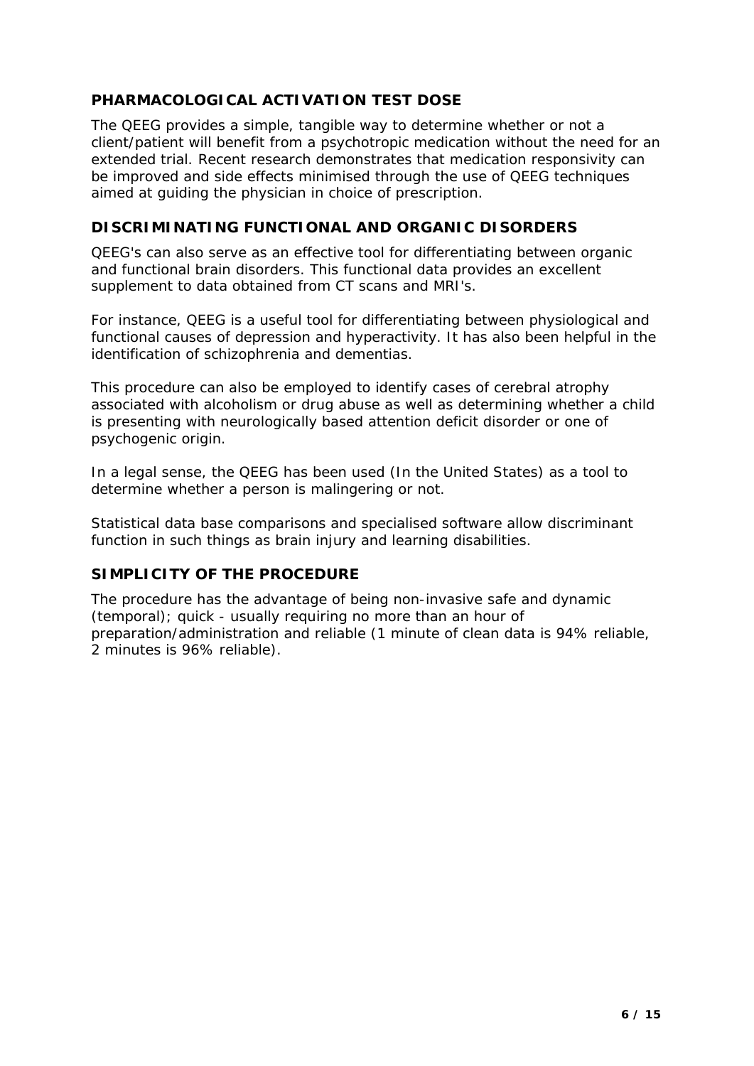## PHARMACOLOGICAL ACTIVATION TEST DOSE

The QEEG provides a simple, tangible way to determine whether or not a client/patient will benefit from a psychotropic medication without the need for an extended trial. Recent research demonstrates that medication responsivity can be improved and side effects minimised through the use of QEEG techniques aimed at guiding the physician in choice of prescription.

## DISCRIMINATING FUNCTIONAL AND ORGANIC DISORDERS

QEEG's can also serve as an effective tool for differentiating between organic and functional brain disorders. This functional data provides an excellent supplement to data obtained from CT scans and MRI's.

For instance, QEEG is a useful tool for differentiating between physiological and functional causes of depression and hyperactivity. It has also been helpful in the identification of schizophrenia and dementias.

This procedure can also be employed to identify cases of cerebral atrophy associated with alcoholism or drug abuse as well as determining whether a child is presenting with neurologically based attention deficit disorder or one of psychogenic origin.

In a legal sense, the QEEG has been used (In the United States) as a tool to determine whether a person is malingering or not.

Statistical data base comparisons and specialised software allow discriminant function in such things as brain injury and learning disabilities.

## SIMPLICITY OF THE PROCEDURE

The procedure has the advantage of being non-invasive safe and dynamic (temporal); quick - usually requiring no more than an hour of preparation/administration and reliable (1 minute of clean data is 94% reliable, 2 minutes is 96% reliable).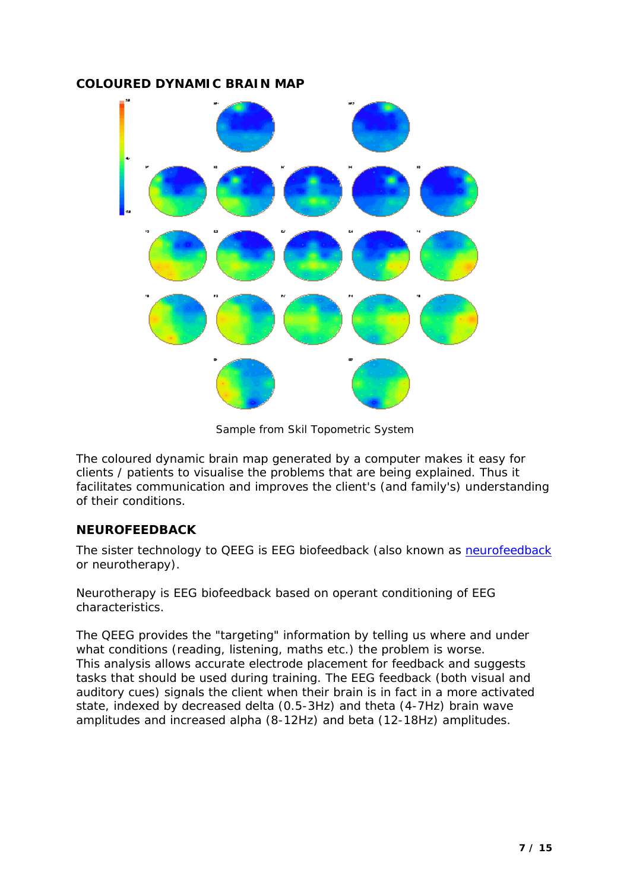## COLOURED DYNAMIC BRAIN MAP

Sample from Skil Topometric System

The coloured dynamic brain map generated by a computer makes it easy for clients / patients to visualise the problems that are being explained. Thus it facilitates communication and improves the client's (and family's) understanding of their conditions.

## NEUROFEEDBACK

The sister technology to QEEG is EEG biofeedback (also known as neurofeedback or neurotherapy).

Neurotherapy is EEG biofeedback based on operant conditioning of EEG characteristics.

The QEEG provides the "targeting" information by telling us where and under what conditions (reading, listening, maths etc.) the problem is worse.
This analysis allows accurate electrode placement for feedback and suggests tasks that should be used during training. The EEG feedback (both visual and auditory cues) signals the client when their brain is in fact in a more activated state, indexed by decreased delta (0.5-3Hz) and theta (4-7Hz) brain wave amplitudes and increased alpha (8-12Hz) and beta (12-18Hz) amplitudes.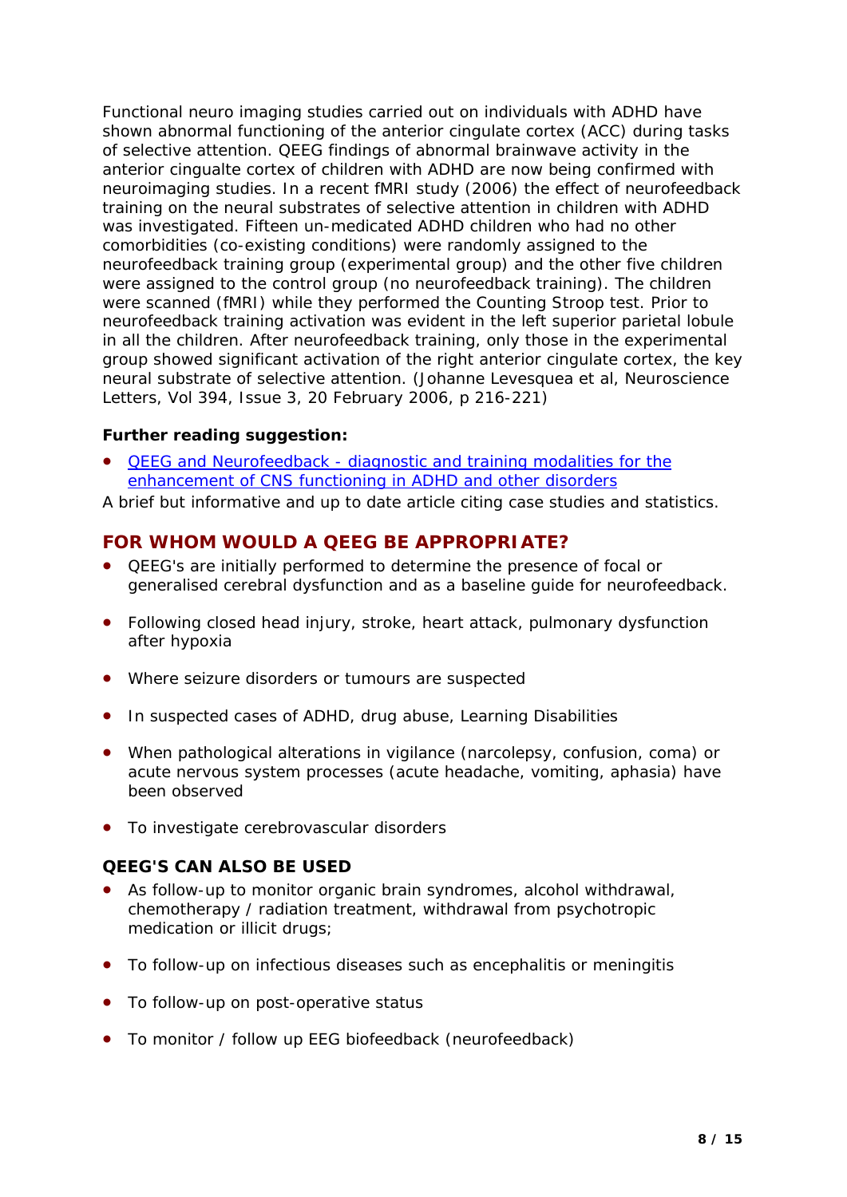Functional neuro imaging studies carried out on individuals with ADHD have shown abnormal functioning of the anterior cingulate cortex (ACC) during tasks of selective attention. QEEG findings of abnormal brainwave activity in the anterior cingualte cortex of children with ADHD are now being confirmed with neuroimaging studies. In a recent fMRI study (2006) the effect of neurofeedback training on the neural substrates of selective attention in children with ADHD was investigated. Fifteen un-medicated ADHD children who had no other comorbidities (co-existing conditions) were randomly assigned to the neurofeedback training group (experimental group) and the other five children were assigned to the control group (no neurofeedback training). The children were scanned (fMRI) while they performed the Counting Stroop test. Prior to neurofeedback training activation was evident in the left superior parietal lobule in all the children. After neurofeedback training, only those in the experimental group showed significant activation of the right anterior cingulate cortex, the key neural substrate of selective attention. (Johanne Levesquea et al, Neuroscience Letters, Vol 394, Issue 3, 20 February 2006, p 216-221)

**Further reading suggestion:**

- QEEG and Neurofeedback - diagnostic and training modalities for the enhancement of CNS functioning in ADHD and other disorders

A brief but informative and up to date article citing case studies and statistics.

## FOR WHOM WOULD A QEEG BE APPROPRIATE?

- QEEG's are initially performed to determine the presence of focal or generalised cerebral dysfunction and as a baseline guide for neurofeedback.
- Following closed head injury, stroke, heart attack, pulmonary dysfunction after hypoxia
- Where seizure disorders or tumours are suspected
- In suspected cases of ADHD, drug abuse, Learning Disabilities
- When pathological alterations in vigilance (narcolepsy, confusion, coma) or acute nervous system processes (acute headache, vomiting, aphasia) have been observed
- To investigate cerebrovascular disorders

### QEEG'S CAN ALSO BE USED

- As follow-up to monitor organic brain syndromes, alcohol withdrawal, chemotherapy / radiation treatment, withdrawal from psychotropic medication or illicit drugs;
- To follow-up on infectious diseases such as encephalitis or meningitis
- To follow-up on post-operative status
- To monitor / follow up EEG biofeedback (neurofeedback)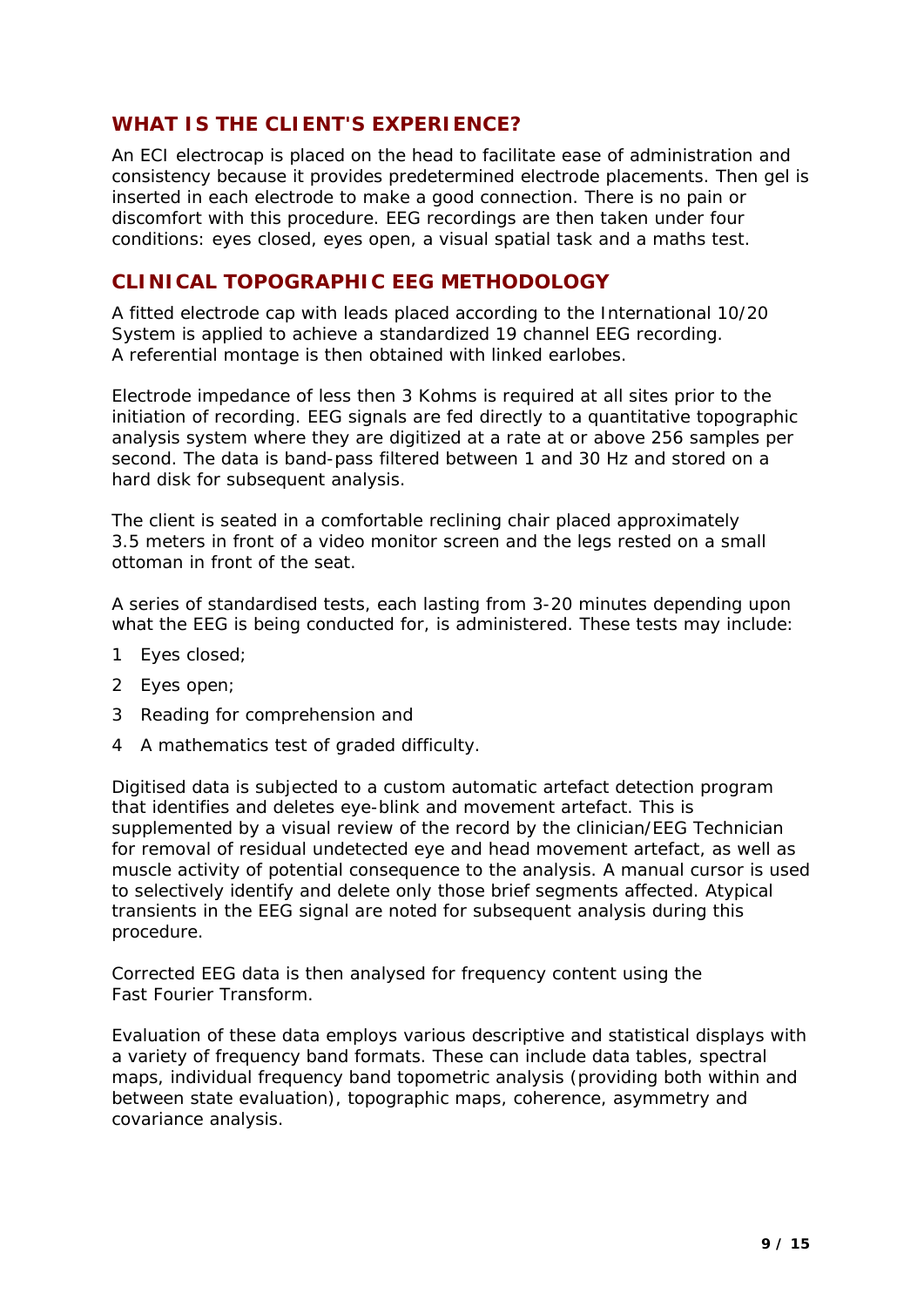## WHAT IS THE CLIENT'S EXPERIENCE?

An ECI electrocap is placed on the head to facilitate ease of administration and consistency because it provides predetermined electrode placements. Then gel is inserted in each electrode to make a good connection. There is no pain or discomfort with this procedure. EEG recordings are then taken under four conditions: eyes closed, eyes open, a visual spatial task and a maths test.

## CLINICAL TOPOGRAPHIC EEG METHODOLOGY

A fitted electrode cap with leads placed according to the International 10/20 System is applied to achieve a standardized 19 channel EEG recording. A referential montage is then obtained with linked earlobes.

Electrode impedance of less then 3 Kohms is required at all sites prior to the initiation of recording. EEG signals are fed directly to a quantitative topographic analysis system where they are digitized at a rate at or above 256 samples per second. The data is band-pass filtered between 1 and 30 Hz and stored on a hard disk for subsequent analysis.

The client is seated in a comfortable reclining chair placed approximately 3.5 meters in front of a video monitor screen and the legs rested on a small ottoman in front of the seat.

A series of standardised tests, each lasting from 3-20 minutes depending upon what the EEG is being conducted for, is administered. These tests may include:

1. Eyes closed;
2. Eyes open;
3. Reading for comprehension and
4. A mathematics test of graded difficulty.

Digitised data is subjected to a custom automatic artefact detection program that identifies and deletes eye-blink and movement artefact. This is supplemented by a visual review of the record by the clinician/EEG Technician for removal of residual undetected eye and head movement artefact, as well as muscle activity of potential consequence to the analysis. A manual cursor is used to selectively identify and delete only those brief segments affected. Atypical transients in the EEG signal are noted for subsequent analysis during this procedure.

Corrected EEG data is then analysed for frequency content using the Fast Fourier Transform.

Evaluation of these data employs various descriptive and statistical displays with a variety of frequency band formats. These can include data tables, spectral maps, individual frequency band topometric analysis (providing both within and between state evaluation), topographic maps, coherence, asymmetry and covariance analysis.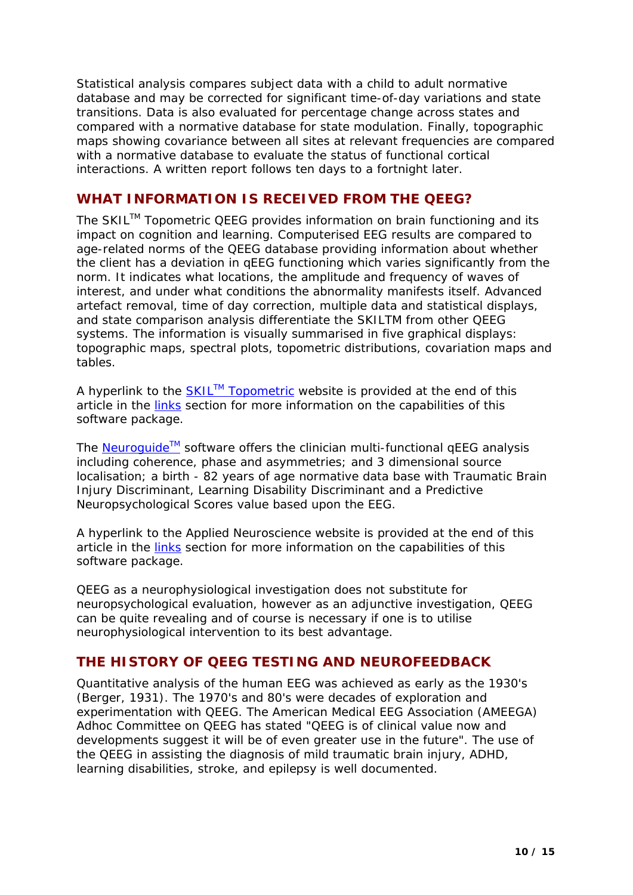Statistical analysis compares subject data with a child to adult normative database and may be corrected for significant time-of-day variations and state transitions. Data is also evaluated for percentage change across states and compared with a normative database for state modulation. Finally, topographic maps showing covariance between all sites at relevant frequencies are compared with a normative database to evaluate the status of functional cortical interactions. A written report follows ten days to a fortnight later.

## WHAT INFORMATION IS RECEIVED FROM THE QEEG?

The SKIL™ Topometric QEEG provides information on brain functioning and its impact on cognition and learning. Computerised EEG results are compared to age-related norms of the QEEG database providing information about whether the client has a deviation in qEEG functioning which varies significantly from the norm. It indicates what locations, the amplitude and frequency of waves of interest, and under what conditions the abnormality manifests itself. Advanced artefact removal, time of day correction, multiple data and statistical displays, and state comparison analysis differentiate the SKILTM from other QEEG systems. The information is visually summarised in five graphical displays: topographic maps, spectral plots, topometric distributions, covariation maps and tables.

A hyperlink to the SKIL™ Topometric website is provided at the end of this article in the links section for more information on the capabilities of this software package.

The Neuroguide™ software offers the clinician multi-functional qEEG analysis including coherence, phase and asymmetries; and 3 dimensional source localisation; a birth - 82 years of age normative data base with Traumatic Brain Injury Discriminant, Learning Disability Discriminant and a Predictive Neuropsychological Scores value based upon the EEG.

A hyperlink to the Applied Neuroscience website is provided at the end of this article in the links section for more information on the capabilities of this software package.

QEEG as a neurophysiological investigation does not substitute for neuropsychological evaluation, however as an adjunctive investigation, QEEG can be quite revealing and of course is necessary if one is to utilise neurophysiological intervention to its best advantage.

## THE HISTORY OF QEEG TESTING AND NEUROFEEDBACK

Quantitative analysis of the human EEG was achieved as early as the 1930's (Berger, 1931). The 1970's and 80's were decades of exploration and experimentation with QEEG. The American Medical EEG Association (AMEEGA) Adhoc Committee on QEEG has stated "QEEG is of clinical value now and developments suggest it will be of even greater use in the future". The use of the QEEG in assisting the diagnosis of mild traumatic brain injury, ADHD, learning disabilities, stroke, and epilepsy is well documented.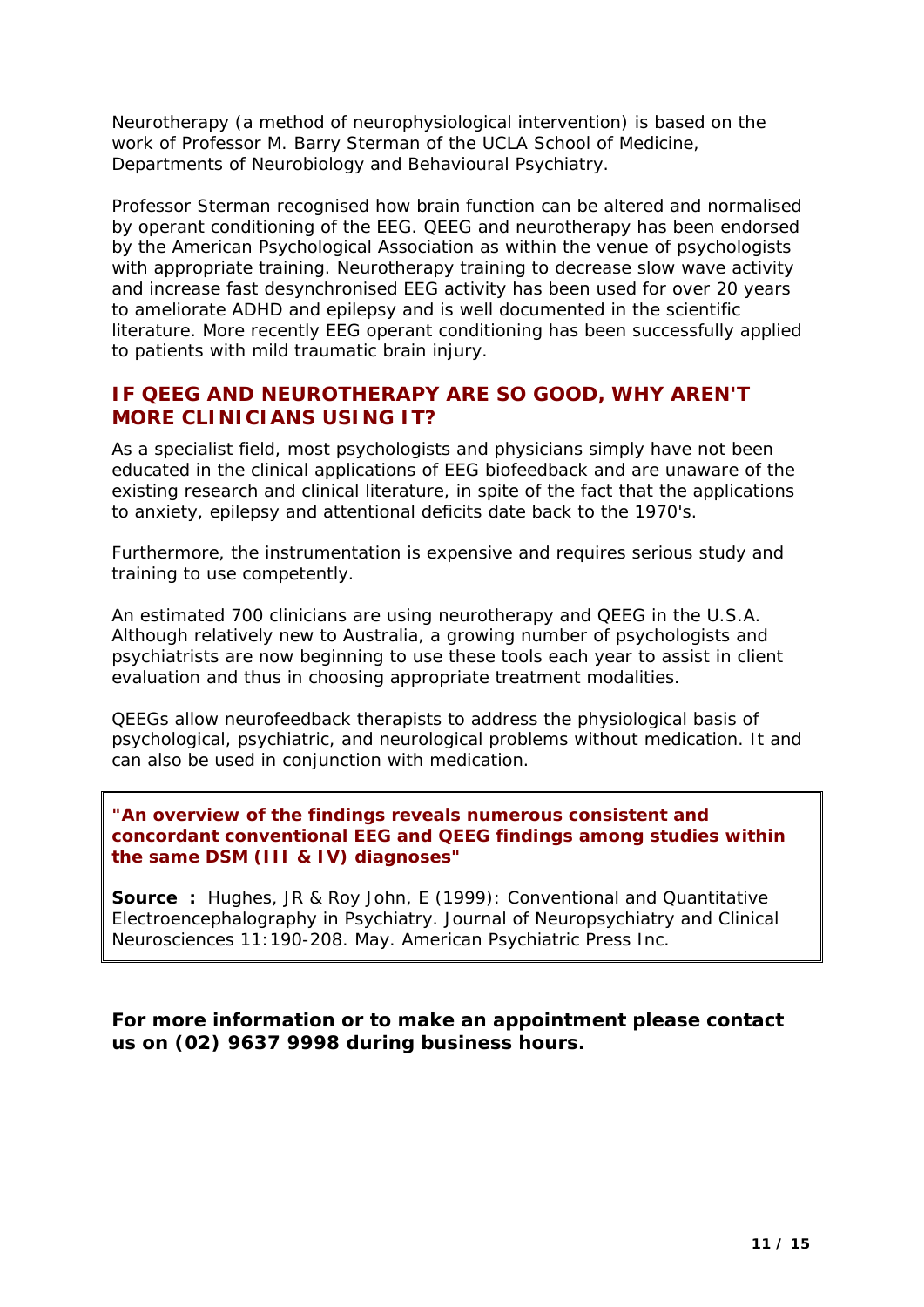Neurotherapy (a method of neurophysiological intervention) is based on the work of Professor M. Barry Sterman of the UCLA School of Medicine, Departments of Neurobiology and Behavioural Psychiatry.

Professor Sterman recognised how brain function can be altered and normalised by operant conditioning of the EEG. QEEG and neurotherapy has been endorsed by the American Psychological Association as within the venue of psychologists with appropriate training. Neurotherapy training to decrease slow wave activity and increase fast desynchronised EEG activity has been used for over 20 years to ameliorate ADHD and epilepsy and is well documented in the scientific literature. More recently EEG operant conditioning has been successfully applied to patients with mild traumatic brain injury.

## IF QEEG AND NEUROTHERAPY ARE SO GOOD, WHY AREN'T MORE CLINICIANS USING IT?

As a specialist field, most psychologists and physicians simply have not been educated in the clinical applications of EEG biofeedback and are unaware of the existing research and clinical literature, in spite of the fact that the applications to anxiety, epilepsy and attentional deficits date back to the 1970's.

Furthermore, the instrumentation is expensive and requires serious study and training to use competently.

An estimated 700 clinicians are using neurotherapy and QEEG in the U.S.A. Although relatively new to Australia, a growing number of psychologists and psychiatrists are now beginning to use these tools each year to assist in client evaluation and thus in choosing appropriate treatment modalities.

QEEGs allow neurofeedback therapists to address the physiological basis of psychological, psychiatric, and neurological problems without medication. It and can also be used in conjunction with medication.

> **"An overview of the findings reveals numerous consistent and concordant conventional EEG and QEEG findings among studies within the same DSM (III & IV) diagnoses"**
>
> **Source :** Hughes, JR & Roy John, E (1999): Conventional and Quantitative Electroencephalography in Psychiatry. Journal of Neuropsychiatry and Clinical Neurosciences 11:190-208. May. American Psychiatric Press Inc.

**For more information or to make an appointment please contact us on (02) 9637 9998 during business hours.**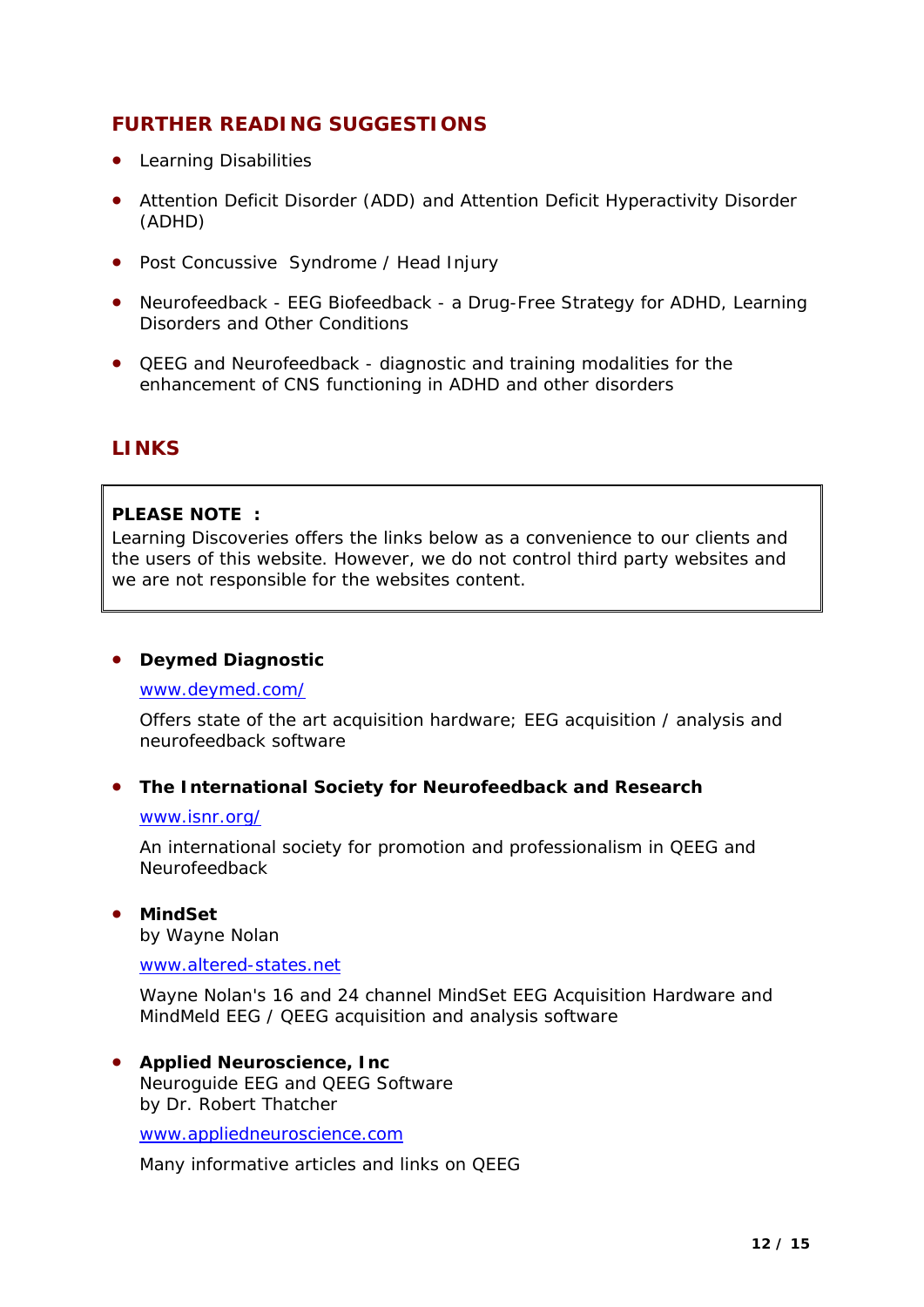## FURTHER READING SUGGESTIONS

- Learning Disabilities
- Attention Deficit Disorder (ADD) and Attention Deficit Hyperactivity Disorder (ADHD)
- Post Concussive Syndrome / Head Injury
- Neurofeedback - EEG Biofeedback - a Drug-Free Strategy for ADHD, Learning Disorders and Other Conditions
- QEEG and Neurofeedback - diagnostic and training modalities for the enhancement of CNS functioning in ADHD and other disorders

## LINKS

**PLEASE NOTE :**
Learning Discoveries offers the links below as a convenience to our clients and the users of this website. However, we do not control third party websites and we are not responsible for the websites content.

- **Deymed Diagnostic**

  www.deymed.com/

  Offers state of the art acquisition hardware; EEG acquisition / analysis and neurofeedback software

- **The International Society for Neurofeedback and Research**

  www.isnr.org/

  An international society for promotion and professionalism in QEEG and Neurofeedback

- **MindSet**
  by Wayne Nolan

  www.altered-states.net

  Wayne Nolan's 16 and 24 channel MindSet EEG Acquisition Hardware and MindMeld EEG / QEEG acquisition and analysis software

- **Applied Neuroscience, Inc**
  Neuroguide EEG and QEEG Software
  by Dr. Robert Thatcher

  www.appliedneuroscience.com

  Many informative articles and links on QEEG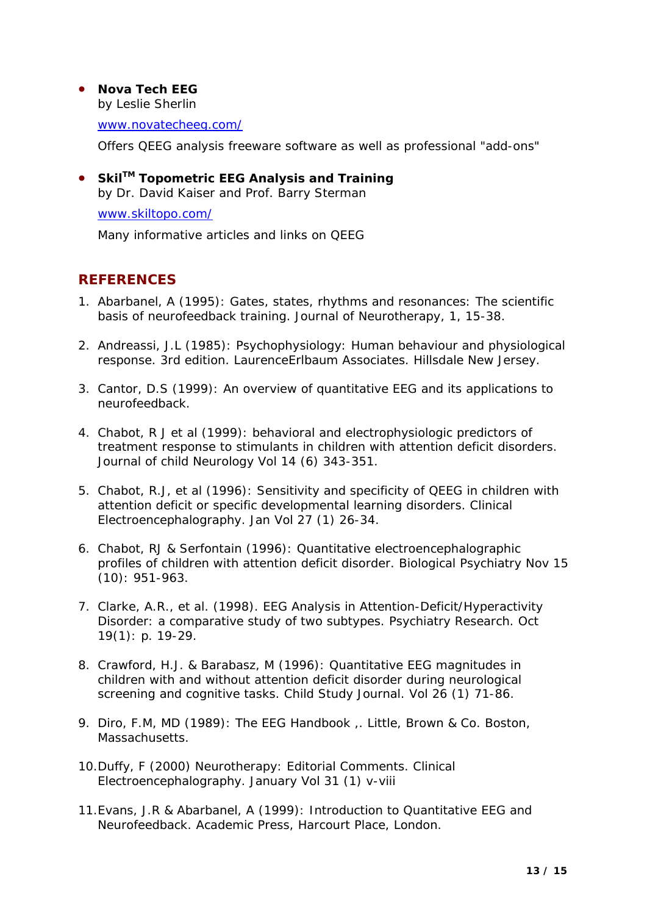- **Nova Tech EEG**
  by Leslie Sherlin

  www.novatecheeg.com/

  Offers QEEG analysis freeware software as well as professional "add-ons"

- **Skil™ Topometric EEG Analysis and Training**
  by Dr. David Kaiser and Prof. Barry Sterman

  www.skiltopo.com/

  Many informative articles and links on QEEG

## REFERENCES

1. Abarbanel, A (1995): Gates, states, rhythms and resonances: The scientific basis of neurofeedback training. Journal of Neurotherapy, 1, 15-38.

2. Andreassi, J.L (1985): Psychophysiology: Human behaviour and physiological response. 3rd edition. LaurenceErlbaum Associates. Hillsdale New Jersey.

3. Cantor, D.S (1999): An overview of quantitative EEG and its applications to neurofeedback.

4. Chabot, R J et al (1999): behavioral and electrophysiologic predictors of treatment response to stimulants in children with attention deficit disorders. Journal of child Neurology Vol 14 (6) 343-351.

5. Chabot, R.J, et al (1996): Sensitivity and specificity of QEEG in children with attention deficit or specific developmental learning disorders. Clinical Electroencephalography. Jan Vol 27 (1) 26-34.

6. Chabot, RJ & Serfontain (1996): Quantitative electroencephalographic profiles of children with attention deficit disorder. Biological Psychiatry Nov 15 (10): 951-963.

7. Clarke, A.R., et al. (1998). EEG Analysis in Attention-Deficit/Hyperactivity Disorder: a comparative study of two subtypes. Psychiatry Research. Oct 19(1): p. 19-29.

8. Crawford, H.J. & Barabasz, M (1996): Quantitative EEG magnitudes in children with and without attention deficit disorder during neurological screening and cognitive tasks. Child Study Journal. Vol 26 (1) 71-86.

9. Diro, F.M, MD (1989): The EEG Handbook ,. Little, Brown & Co. Boston, Massachusetts.

10. Duffy, F (2000) Neurotherapy: Editorial Comments. Clinical Electroencephalography. January Vol 31 (1) v-viii

11. Evans, J.R & Abarbanel, A (1999): Introduction to Quantitative EEG and Neurofeedback. Academic Press, Harcourt Place, London.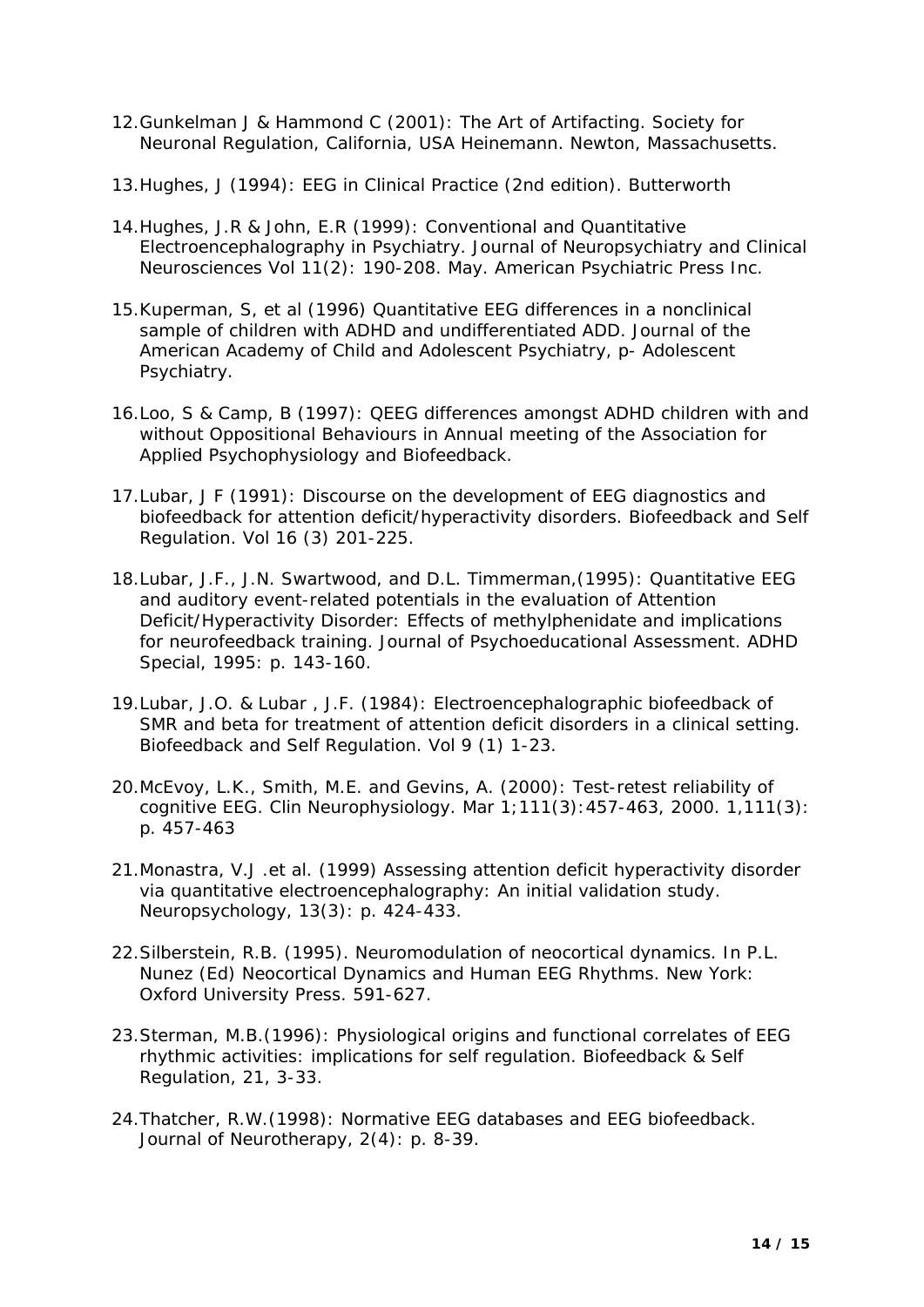12. Gunkelman J & Hammond C (2001): The Art of Artifacting. Society for Neuronal Regulation, California, USA Heinemann. Newton, Massachusetts.

13. Hughes, J (1994): EEG in Clinical Practice (2nd edition). Butterworth

14. Hughes, J.R & John, E.R (1999): Conventional and Quantitative Electroencephalography in Psychiatry. Journal of Neuropsychiatry and Clinical Neurosciences Vol 11(2): 190-208. May. American Psychiatric Press Inc.

15. Kuperman, S, et al (1996) Quantitative EEG differences in a nonclinical sample of children with ADHD and undifferentiated ADD. Journal of the American Academy of Child and Adolescent Psychiatry, p- Adolescent Psychiatry.

16. Loo, S & Camp, B (1997): QEEG differences amongst ADHD children with and without Oppositional Behaviours in Annual meeting of the Association for Applied Psychophysiology and Biofeedback.

17. Lubar, J F (1991): Discourse on the development of EEG diagnostics and biofeedback for attention deficit/hyperactivity disorders. Biofeedback and Self Regulation. Vol 16 (3) 201-225.

18. Lubar, J.F., J.N. Swartwood, and D.L. Timmerman,(1995): Quantitative EEG and auditory event-related potentials in the evaluation of Attention Deficit/Hyperactivity Disorder: Effects of methylphenidate and implications for neurofeedback training. Journal of Psychoeducational Assessment. ADHD Special, 1995: p. 143-160.

19. Lubar, J.O. & Lubar , J.F. (1984): Electroencephalographic biofeedback of SMR and beta for treatment of attention deficit disorders in a clinical setting. Biofeedback and Self Regulation. Vol 9 (1) 1-23.

20. McEvoy, L.K., Smith, M.E. and Gevins, A. (2000): Test-retest reliability of cognitive EEG. Clin Neurophysiology. Mar 1;111(3):457-463, 2000. 1,111(3): p. 457-463

21. Monastra, V.J .et al. (1999) Assessing attention deficit hyperactivity disorder via quantitative electroencephalography: An initial validation study. Neuropsychology, 13(3): p. 424-433.

22. Silberstein, R.B. (1995). Neuromodulation of neocortical dynamics. In P.L. Nunez (Ed) Neocortical Dynamics and Human EEG Rhythms. New York: Oxford University Press. 591-627.

23. Sterman, M.B.(1996): Physiological origins and functional correlates of EEG rhythmic activities: implications for self regulation. Biofeedback & Self Regulation, 21, 3-33.

24. Thatcher, R.W.(1998): Normative EEG databases and EEG biofeedback. Journal of Neurotherapy, 2(4): p. 8-39.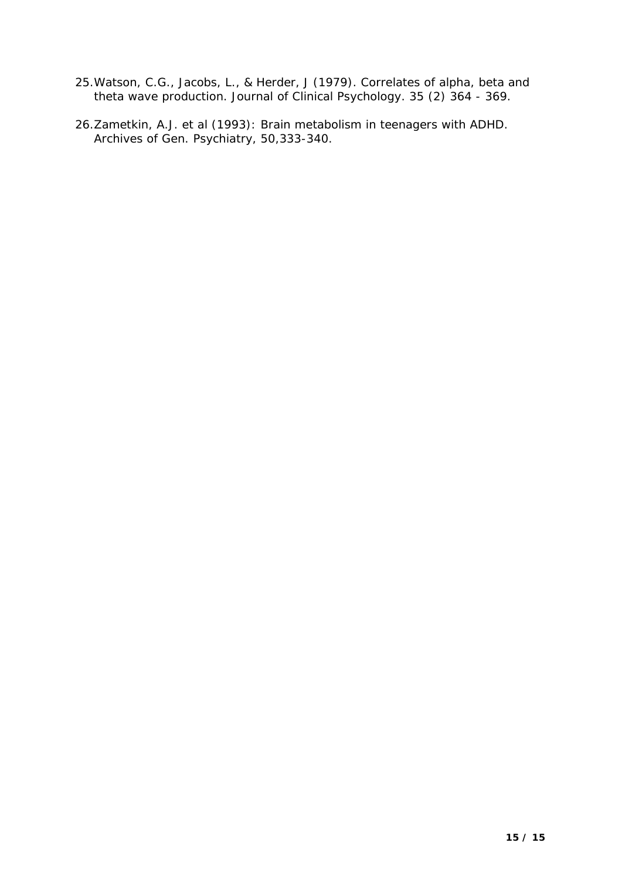25. Watson, C.G., Jacobs, L., & Herder, J (1979). Correlates of alpha, beta and theta wave production. Journal of Clinical Psychology. 35 (2) 364 - 369.

26. Zametkin, A.J. et al (1993): Brain metabolism in teenagers with ADHD. Archives of Gen. Psychiatry, 50,333-340.